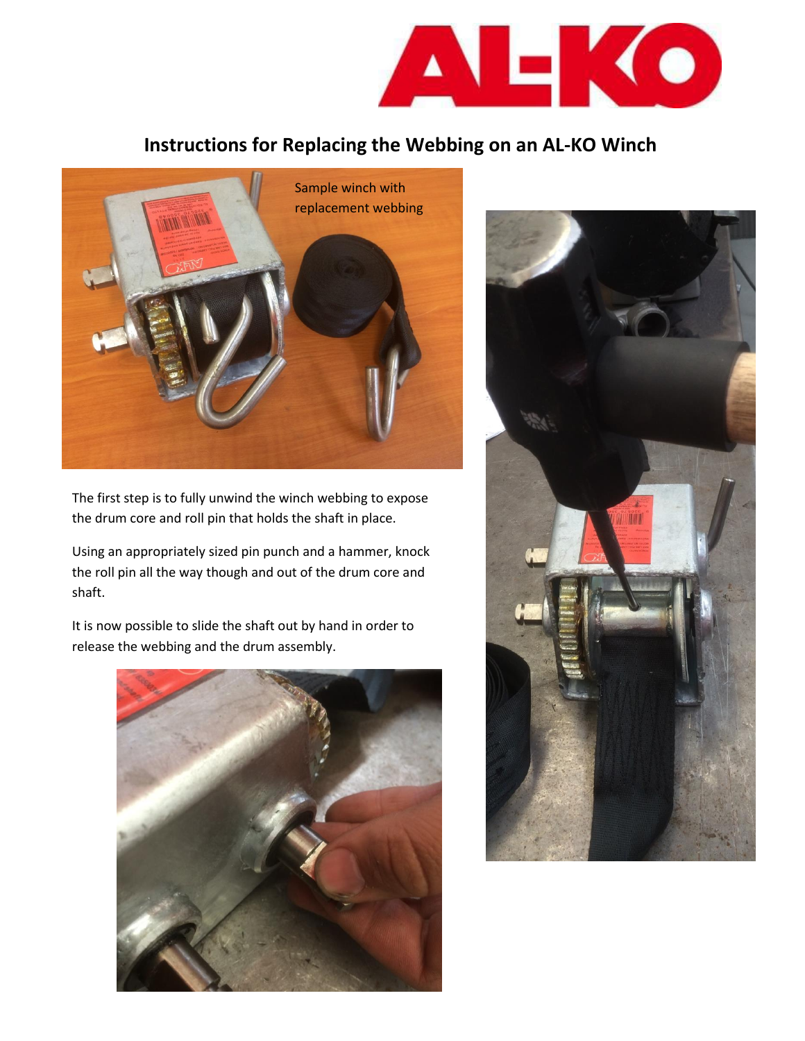# Instructions for Replacing the Webbing on an AL-KO Winch

Sample winch with replacement webbing

The first step is to fully unwind the winch webbing to expose the drum core and roll pin that holds the shaft in place.

Using an appropriately sized pin punch and a hammer, knock the roll pin all the way though and out of the drum core and shaft.

It is now possible to slide the shaft out by hand in order to release the webbing and the drum assembly.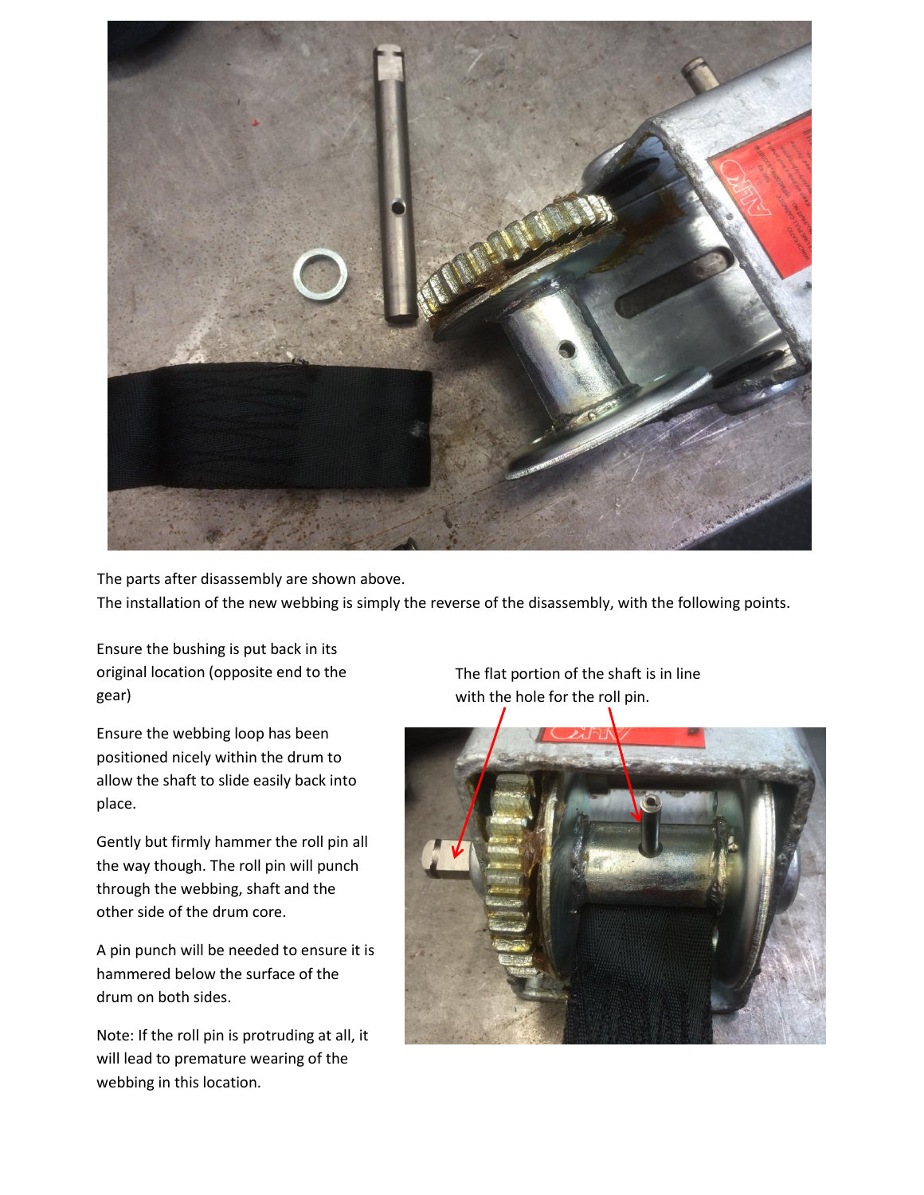The parts after disassembly are shown above.

The installation of the new webbing is simply the reverse of the disassembly, with the following points.

Ensure the bushing is put back in its original location (opposite end to the gear)

Ensure the webbing loop has been positioned nicely within the drum to allow the shaft to slide easily back into place.

Gently but firmly hammer the roll pin all the way though. The roll pin will punch through the webbing, shaft and the other side of the drum core.

A pin punch will be needed to ensure it is hammered below the surface of the drum on both sides.

Note: If the roll pin is protruding at all, it will lead to premature wearing of the webbing in this location.

The flat portion of the shaft is in line with the hole for the roll pin.